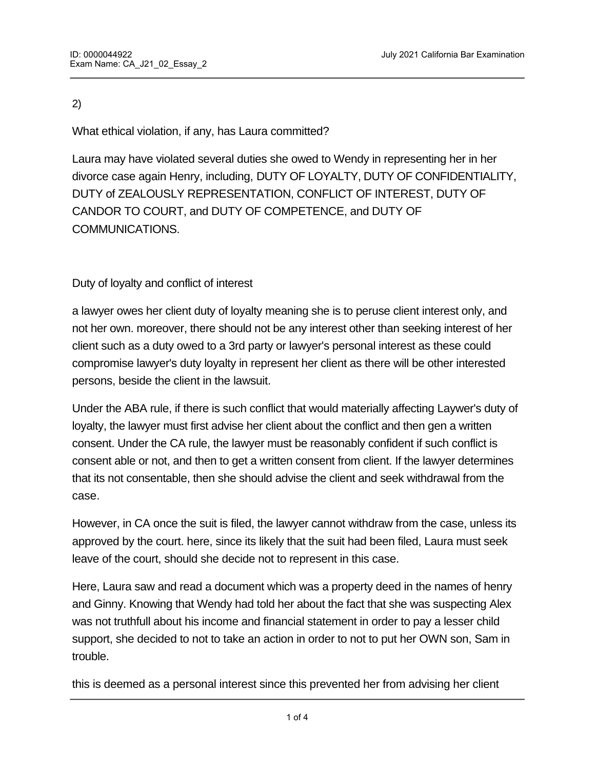2)

What ethical violation, if any, has Laura committed?

Laura may have violated several duties she owed to Wendy in representing her in her divorce case again Henry, including, DUTY OF LOYALTY, DUTY OF CONFIDENTIALITY, DUTY of ZEALOUSLY REPRESENTATION, CONFLICT OF INTEREST, DUTY OF CANDOR TO COURT, and DUTY OF COMPETENCE, and DUTY OF COMMUNICATIONS.

Duty of loyalty and conflict of interest

a lawyer owes her client duty of loyalty meaning she is to peruse client interest only, and not her own. moreover, there should not be any interest other than seeking interest of her client such as a duty owed to a 3rd party or lawyer's personal interest as these could compromise lawyer's duty loyalty in represent her client as there will be other interested persons, beside the client in the lawsuit.

Under the ABA rule, if there is such conflict that would materially affecting Laywer's duty of loyalty, the lawyer must first advise her client about the conflict and then gen a written consent. Under the CA rule, the lawyer must be reasonably confident if such conflict is consent able or not, and then to get a written consent from client. If the lawyer determines that its not consentable, then she should advise the client and seek withdrawal from the case.

However, in CA once the suit is filed, the lawyer cannot withdraw from the case, unless its approved by the court. here, since its likely that the suit had been filed, Laura must seek leave of the court, should she decide not to represent in this case.

Here, Laura saw and read a document which was a property deed in the names of henry and Ginny. Knowing that Wendy had told her about the fact that she was suspecting Alex was not truthfull about his income and financial statement in order to pay a lesser child support, she decided to not to take an action in order to not to put her OWN son, Sam in trouble.

this is deemed as a personal interest since this prevented her from advising her client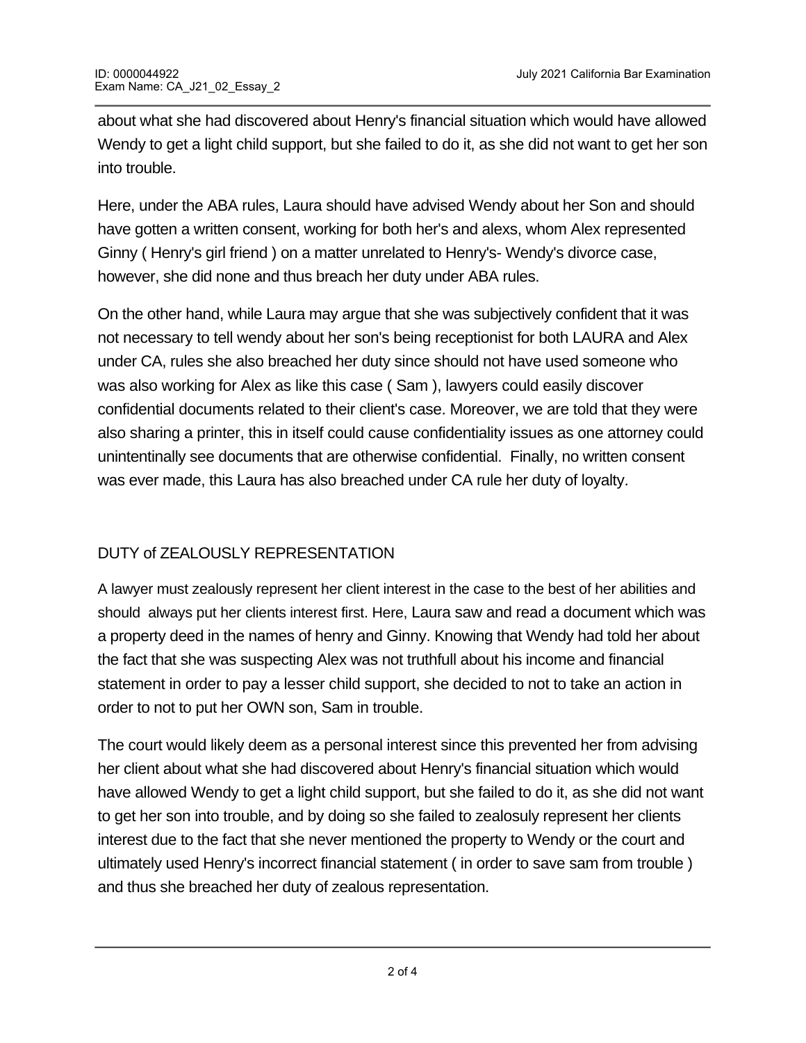about what she had discovered about Henry's financial situation which would have allowed Wendy to get a light child support, but she failed to do it, as she did not want to get her son into trouble.

Here, under the ABA rules, Laura should have advised Wendy about her Son and should have gotten a written consent, working for both her's and alexs, whom Alex represented Ginny ( Henry's girl friend ) on a matter unrelated to Henry's- Wendy's divorce case, however, she did none and thus breach her duty under ABA rules.

On the other hand, while Laura may argue that she was subjectively confident that it was not necessary to tell wendy about her son's being receptionist for both LAURA and Alex under CA, rules she also breached her duty since should not have used someone who was also working for Alex as like this case ( Sam ), lawyers could easily discover confidential documents related to their client's case. Moreover, we are told that they were also sharing a printer, this in itself could cause confidentiality issues as one attorney could unintentinally see documents that are otherwise confidential.  Finally, no written consent was ever made, this Laura has also breached under CA rule her duty of loyalty.

DUTY of ZEALOUSLY REPRESENTATION

A lawyer must zealously represent her client interest in the case to the best of her abilities and should  always put her clients interest first. Here, Laura saw and read a document which was a property deed in the names of henry and Ginny. Knowing that Wendy had told her about the fact that she was suspecting Alex was not truthfull about his income and financial statement in order to pay a lesser child support, she decided to not to take an action in order to not to put her OWN son, Sam in trouble.

The court would likely deem as a personal interest since this prevented her from advising her client about what she had discovered about Henry's financial situation which would have allowed Wendy to get a light child support, but she failed to do it, as she did not want to get her son into trouble, and by doing so she failed to zealosuly represent her clients interest due to the fact that she never mentioned the property to Wendy or the court and ultimately used Henry's incorrect financial statement ( in order to save sam from trouble ) and thus she breached her duty of zealous representation.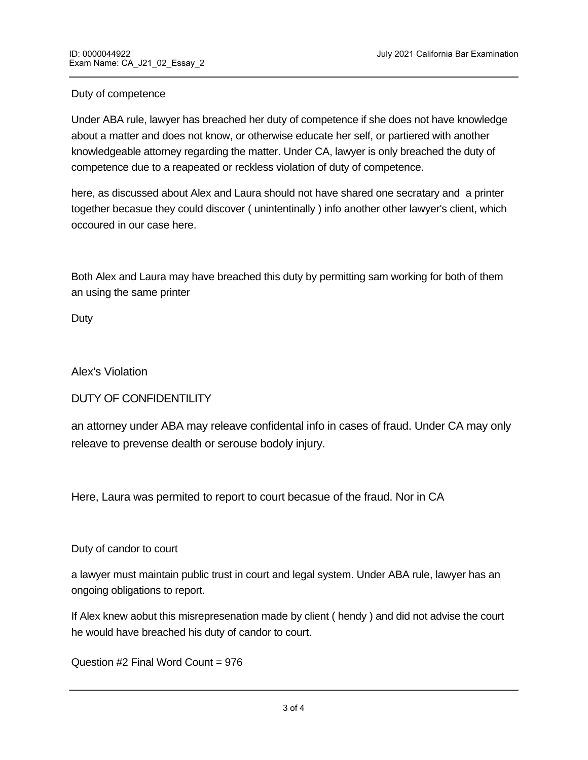Duty of competence

Under ABA rule, lawyer has breached her duty of competence if she does not have knowledge about a matter and does not know, or otherwise educate her self, or partiered with another knowledgeable attorney regarding the matter. Under CA, lawyer is only breached the duty of competence due to a reapeated or reckless violation of duty of competence.

here, as discussed about Alex and Laura should not have shared one secratary and a printer together becasue they could discover ( unintentinally ) info another other lawyer's client, which occoured in our case here.

Both Alex and Laura may have breached this duty by permitting sam working for both of them an using the same printer

Duty

Alex's Violation

DUTY OF CONFIDENTILITY

an attorney under ABA may releave confidental info in cases of fraud. Under CA may only releave to prevense dealth or serouse bodoly injury.

Here, Laura was permited to report to court becasue of the fraud. Nor in CA

Duty of candor to court

a lawyer must maintain public trust in court and legal system. Under ABA rule, lawyer has an ongoing obligations to report.

If Alex knew aobut this misrepresenation made by client ( hendy ) and did not advise the court he would have breached his duty of candor to court.

Question #2 Final Word Count = 976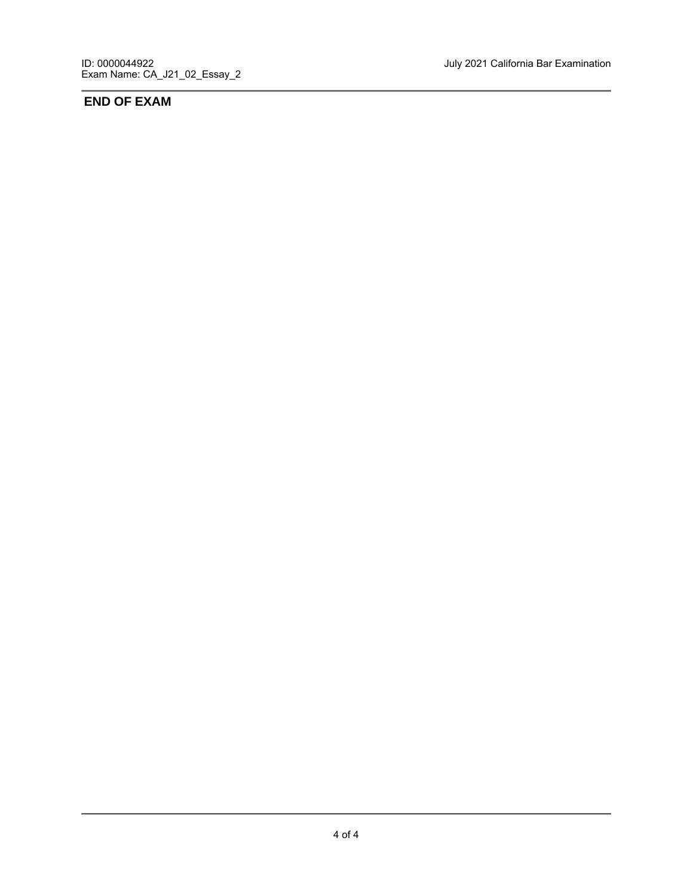**END OF EXAM**